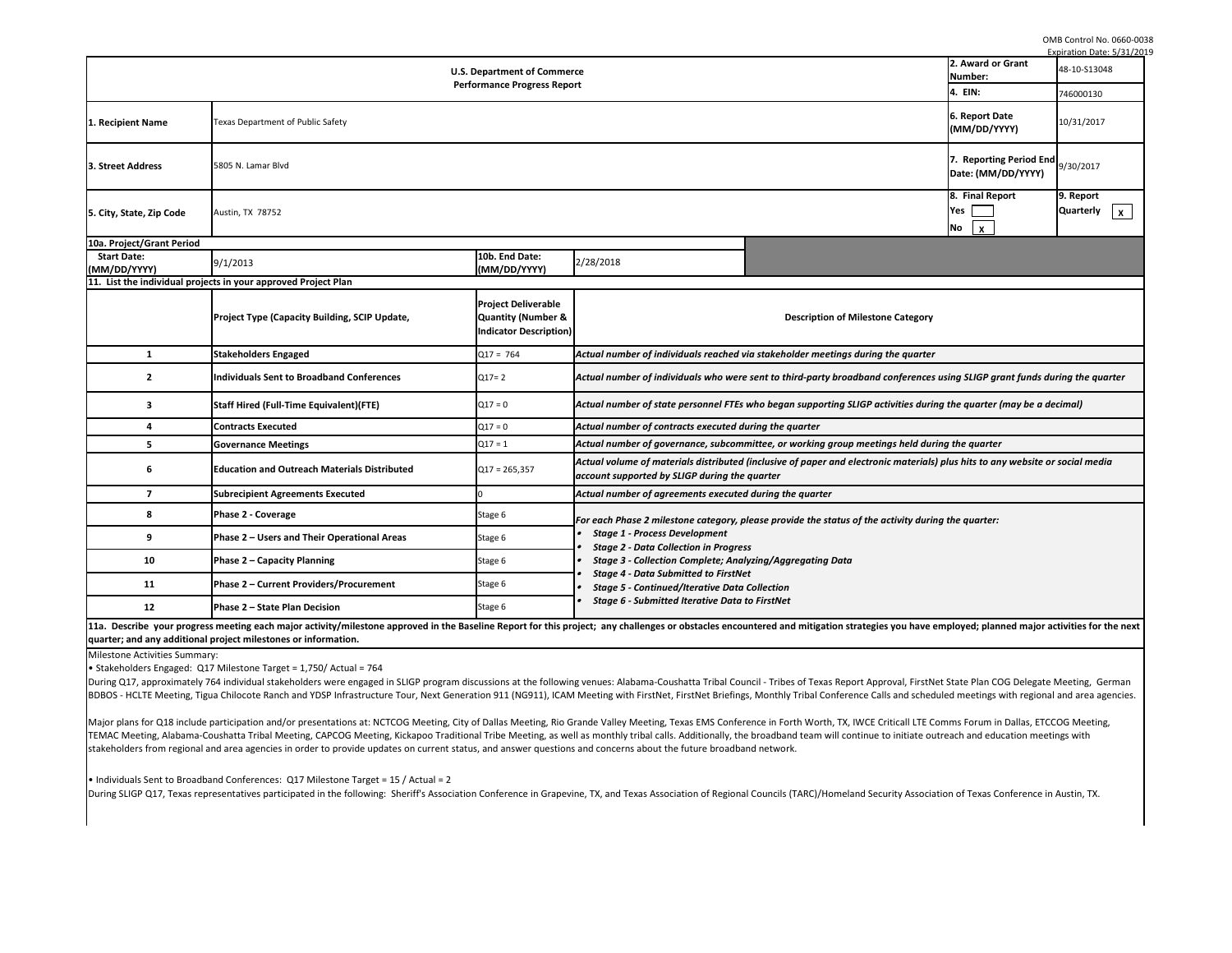OMB Control No. 0660-0038
Expiration Date: 5/31/2019

| U.S. Department of Commerce Performance Progress Report | | 2. Award or Grant Number: | 48-10-S13048 |
|---|---|---|---|
| | | 4. EIN: | 746000130 |
| 1. Recipient Name | Texas Department of Public Safety | 6. Report Date (MM/DD/YYYY) | 10/31/2017 |
| 3. Street Address | 5805 N. Lamar Blvd | 7. Reporting Period End Date: (MM/DD/YYYY) | 9/30/2017 |
| 5. City, State, Zip Code | Austin, TX 78752 | 8. Final Report Yes [ ] No [x] | 9. Report Quarterly [x] |

**10a. Project/Grant Period**

| Start Date: (MM/DD/YYYY) | 9/1/2013 | 10b. End Date: (MM/DD/YYYY) | 2/28/2018 |
|---|---|---|---|

**11. List the individual projects in your approved Project Plan**

| | Project Type (Capacity Building, SCIP Update, | Project Deliverable Quantity (Number & Indicator Description) | Description of Milestone Category |
|---|---|---|---|
| 1 | Stakeholders Engaged | Q17 = 764 | *Actual number of individuals reached via stakeholder meetings during the quarter* |
| 2 | Individuals Sent to Broadband Conferences | Q17= 2 | *Actual number of individuals who were sent to third-party broadband conferences using SLIGP grant funds during the quarter* |
| 3 | Staff Hired (Full-Time Equivalent)(FTE) | Q17 = 0 | *Actual number of state personnel FTEs who began supporting SLIGP activities during the quarter (may be a decimal)* |
| 4 | Contracts Executed | Q17 = 0 | *Actual number of contracts executed during the quarter* |
| 5 | Governance Meetings | Q17 = 1 | *Actual number of governance, subcommittee, or working group meetings held during the quarter* |
| 6 | Education and Outreach Materials Distributed | Q17 = 265,357 | *Actual volume of materials distributed (inclusive of paper and electronic materials) plus hits to any website or social media account supported by SLIGP during the quarter* |
| 7 | Subrecipient Agreements Executed | 0 | *Actual number of agreements executed during the quarter* |
| 8 | Phase 2 - Coverage | Stage 6 | *For each Phase 2 milestone category, please provide the status of the activity during the quarter:* <br>• *Stage 1 - Process Development* <br>• *Stage 2 - Data Collection in Progress* <br>• *Stage 3 - Collection Complete; Analyzing/Aggregating Data* <br>• *Stage 4 - Data Submitted to FirstNet* <br>• *Stage 5 - Continued/Iterative Data Collection* <br>• *Stage 6 - Submitted Iterative Data to FirstNet* |
| 9 | Phase 2 – Users and Their Operational Areas | Stage 6 | |
| 10 | Phase 2 – Capacity Planning | Stage 6 | |
| 11 | Phase 2 – Current Providers/Procurement | Stage 6 | |
| 12 | Phase 2 – State Plan Decision | Stage 6 | |

**11a. Describe your progress meeting each major activity/milestone approved in the Baseline Report for this project; any challenges or obstacles encountered and mitigation strategies you have employed; planned major activities for the next quarter; and any additional project milestones or information.**

Milestone Activities Summary:

• Stakeholders Engaged: Q17 Milestone Target = 1,750/ Actual = 764

During Q17, approximately 764 individual stakeholders were engaged in SLIGP program discussions at the following venues: Alabama-Coushatta Tribal Council - Tribes of Texas Report Approval, FirstNet State Plan COG Delegate Meeting, German BDBOS - HCLTE Meeting, Tigua Chilocote Ranch and YDSP Infrastructure Tour, Next Generation 911 (NG911), ICAM Meeting with FirstNet, FirstNet Briefings, Monthly Tribal Conference Calls and scheduled meetings with regional and area agencies.

Major plans for Q18 include participation and/or presentations at: NCTCOG Meeting, City of Dallas Meeting, Rio Grande Valley Meeting, Texas EMS Conference in Forth Worth, TX, IWCE Criticall LTE Comms Forum in Dallas, ETCCOG Meeting, TEMAC Meeting, Alabama-Coushatta Tribal Meeting, CAPCOG Meeting, Kickapoo Traditional Tribe Meeting, as well as monthly tribal calls. Additionally, the broadband team will continue to initiate outreach and education meetings with stakeholders from regional and area agencies in order to provide updates on current status, and answer questions and concerns about the future broadband network.

• Individuals Sent to Broadband Conferences: Q17 Milestone Target = 15 / Actual = 2

During SLIGP Q17, Texas representatives participated in the following: Sheriff's Association Conference in Grapevine, TX, and Texas Association of Regional Councils (TARC)/Homeland Security Association of Texas Conference in Austin, TX.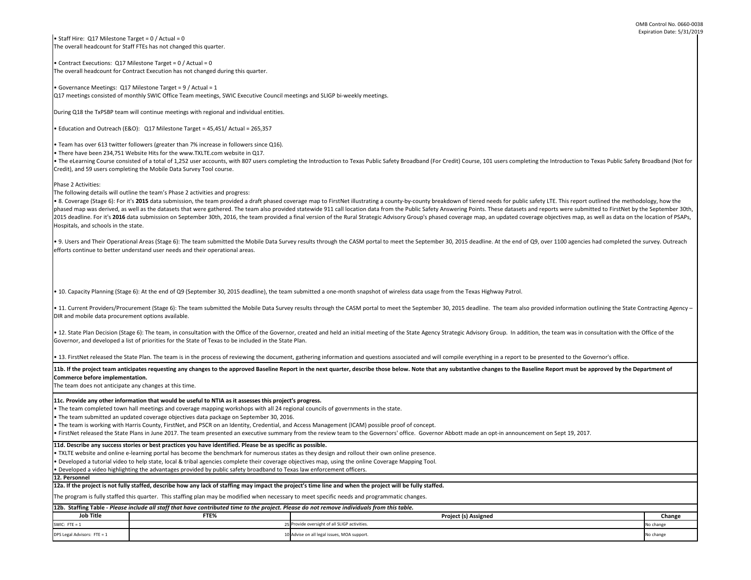• Staff Hire: Q17 Milestone Target = 0 / Actual = 0
The overall headcount for Staff FTEs has not changed this quarter.

• Contract Executions: Q17 Milestone Target = 0 / Actual = 0
The overall headcount for Contract Execution has not changed during this quarter.

• Governance Meetings: Q17 Milestone Target = 9 / Actual = 1
Q17 meetings consisted of monthly SWIC Office Team meetings, SWIC Executive Council meetings and SLIGP bi-weekly meetings.

During Q18 the TxPSBP team will continue meetings with regional and individual entities.

• Education and Outreach (E&O): Q17 Milestone Target = 45,451/ Actual = 265,357

• Team has over 613 twitter followers (greater than 7% increase in followers since Q16).
• There have been 234,751 Website Hits for the www.TXLTE.com website in Q17.
• The eLearning Course consisted of a total of 1,252 user accounts, with 807 users completing the Introduction to Texas Public Safety Broadband (For Credit) Course, 101 users completing the Introduction to Texas Public Safety Broadband (Not for Credit), and 59 users completing the Mobile Data Survey Tool course.

Phase 2 Activities:
The following details will outline the team's Phase 2 activities and progress:
• 8. Coverage (Stage 6): For it's **2015** data submission, the team provided a draft phased coverage map to FirstNet illustrating a county-by-county breakdown of tiered needs for public safety LTE. This report outlined the methodology, how the phased map was derived, as well as the datasets that were gathered. The team also provided statewide 911 call location data from the Public Safety Answering Points. These datasets and reports were submitted to FirstNet by the September 30th, 2015 deadline. For it's **2016** data submission on September 30th, 2016, the team provided a final version of the Rural Strategic Advisory Group's phased coverage map, an updated coverage objectives map, as well as data on the location of PSAPs, Hospitals, and schools in the state.

• 9. Users and Their Operational Areas (Stage 6): The team submitted the Mobile Data Survey results through the CASM portal to meet the September 30, 2015 deadline. At the end of Q9, over 1100 agencies had completed the survey. Outreach efforts continue to better understand user needs and their operational areas.

• 10. Capacity Planning (Stage 6): At the end of Q9 (September 30, 2015 deadline), the team submitted a one-month snapshot of wireless data usage from the Texas Highway Patrol.

• 11. Current Providers/Procurement (Stage 6): The team submitted the Mobile Data Survey results through the CASM portal to meet the September 30, 2015 deadline. The team also provided information outlining the State Contracting Agency – DIR and mobile data procurement options available.

• 12. State Plan Decision (Stage 6): The team, in consultation with the Office of the Governor, created and held an initial meeting of the State Agency Strategic Advisory Group. In addition, the team was in consultation with the Office of the Governor, and developed a list of priorities for the State of Texas to be included in the State Plan.

• 13. FirstNet released the State Plan. The team is in the process of reviewing the document, gathering information and questions associated and will compile everything in a report to be presented to the Governor's office.

**11b. If the project team anticipates requesting any changes to the approved Baseline Report in the next quarter, describe those below. Note that any substantive changes to the Baseline Report must be approved by the Department of Commerce before implementation.**
The team does not anticipate any changes at this time.

**11c. Provide any other information that would be useful to NTIA as it assesses this project's progress.**
• The team completed town hall meetings and coverage mapping workshops with all 24 regional councils of governments in the state.
• The team submitted an updated coverage objectives data package on September 30, 2016.
• The team is working with Harris County, FirstNet, and PSCR on an Identity, Credential, and Access Management (ICAM) possible proof of concept.
• FirstNet released the State Plans in June 2017. The team presented an executive summary from the review team to the Governors' office. Governor Abbott made an opt-in announcement on Sept 19, 2017.

**11d. Describe any success stories or best practices you have identified. Please be as specific as possible.**
• TXLTE website and online e-learning portal has become the benchmark for numerous states as they design and rollout their own online presence.
• Developed a tutorial video to help state, local & tribal agencies complete their coverage objectives map, using the online Coverage Mapping Tool.
• Developed a video highlighting the advantages provided by public safety broadband to Texas law enforcement officers.

**12. Personnel**

**12a. If the project is not fully staffed, describe how any lack of staffing may impact the project's time line and when the project will be fully staffed.**

The program is fully staffed this quarter. This staffing plan may be modified when necessary to meet specific needs and programmatic changes.

**12b. Staffing Table** - *Please include all staff that have contributed time to the project. Please do not remove individuals from this table.*

| Job Title | FTE% | Project (s) Assigned | Change |
|---|---|---|---|
| SWIC: FTE = 1 | 25 | Provide oversight of all SLIGP activities. | No change |
| DPS Legal Advisors: FTE = 1 | 10 | Advise on all legal issues, MOA support. | No change |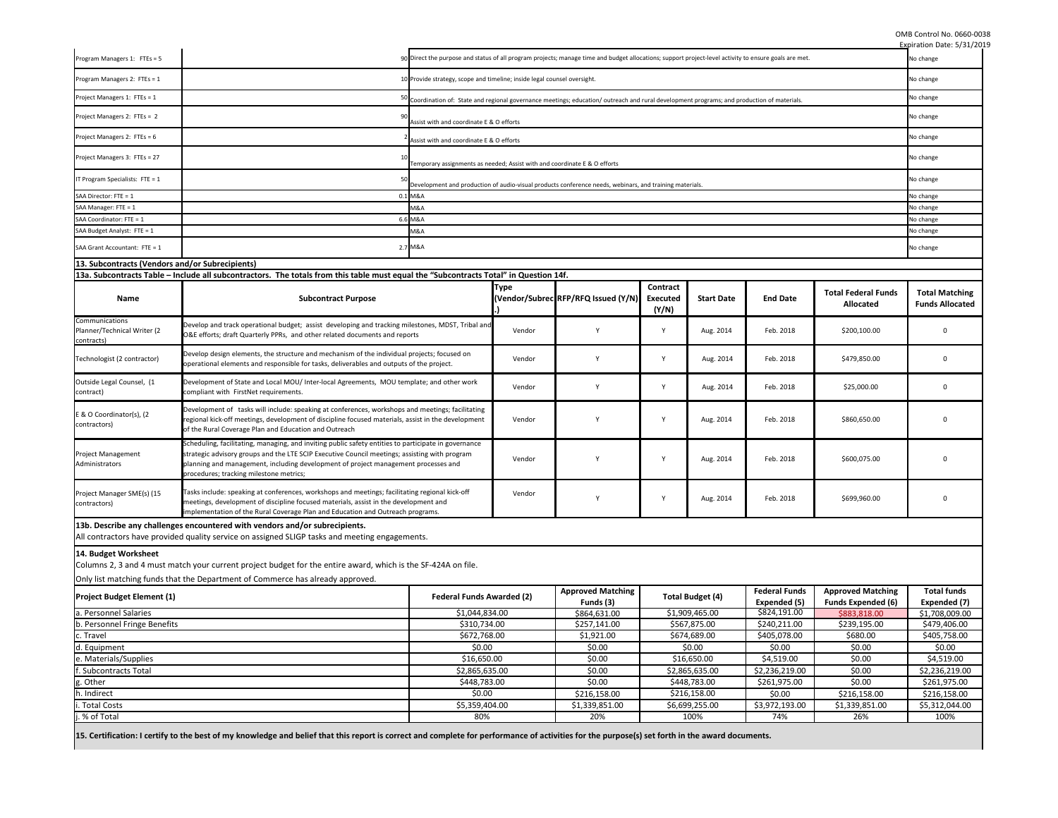OMB Control No. 0660-0038
Expiration Date: 5/31/2019

| | | | |
|---|---|---|---|
| Program Managers 1: FTEs = 5 | 90 | Direct the purpose and status of all program projects; manage time and budget allocations; support project-level activity to ensure goals are met. | No change |
| Program Managers 2: FTEs = 1 | 10 | Provide strategy, scope and timeline; inside legal counsel oversight. | No change |
| Project Managers 1: FTEs = 1 | 50 | Coordination of: State and regional governance meetings; education/ outreach and rural development programs; and production of materials. | No change |
| Project Managers 2: FTEs = 2 | 90 | Assist with and coordinate E & O efforts | No change |
| Project Managers 2: FTEs = 6 | 2 | Assist with and coordinate E & O efforts | No change |
| Project Managers 3: FTEs = 27 | 10 | Temporary assignments as needed; Assist with and coordinate E & O efforts | No change |
| IT Program Specialists: FTE = 1 | 50 | Development and production of audio-visual products conference needs, webinars, and training materials. | No change |
| SAA Director: FTE = 1 | 0.1 | M&A | No change |
| SAA Manager: FTE = 1 | | M&A | No change |
| SAA Coordinator: FTE = 1 | 6.6 | M&A | No change |
| SAA Budget Analyst: FTE = 1 | | M&A | No change |
| SAA Grant Accountant: FTE = 1 | 2.7 | M&A | No change |

**13. Subcontracts (Vendors and/or Subrecipients)**

**13a. Subcontracts Table – Include all subcontractors. The totals from this table must equal the "Subcontracts Total" in Question 14f.**

| Name | Subcontract Purpose | Type (Vendor/Subrec.) | RFP/RFQ Issued (Y/N) | Contract Executed (Y/N) | Start Date | End Date | Total Federal Funds Allocated | Total Matching Funds Allocated |
|---|---|---|---|---|---|---|---|---|
| Communications Planner/Technical Writer (2 contracts) | Develop and track operational budget; assist developing and tracking milestones, MDST, Tribal and O&E efforts; draft Quarterly PPRs, and other related documents and reports | Vendor | Y | Y | Aug. 2014 | Feb. 2018 | $200,100.00 | 0 |
| Technologist (2 contractor) | Develop design elements, the structure and mechanism of the individual projects; focused on operational elements and responsible for tasks, deliverables and outputs of the project. | Vendor | Y | Y | Aug. 2014 | Feb. 2018 | $479,850.00 | 0 |
| Outside Legal Counsel, (1 contract) | Development of State and Local MOU/ Inter-local Agreements, MOU template; and other work compliant with FirstNet requirements. | Vendor | Y | Y | Aug. 2014 | Feb. 2018 | $25,000.00 | 0 |
| E & O Coordinator(s), (2 contractors) | Development of tasks will include: speaking at conferences, workshops and meetings; facilitating regional kick-off meetings, development of discipline focused materials, assist in the development of the Rural Coverage Plan and Education and Outreach | Vendor | Y | Y | Aug. 2014 | Feb. 2018 | $860,650.00 | 0 |
| Project Management Administrators | Scheduling, facilitating, managing, and inviting public safety entities to participate in governance strategic advisory groups and the LTE SCIP Executive Council meetings; assisting with program planning and management, including development of project management processes and procedures; tracking milestone metrics; | Vendor | Y | Y | Aug. 2014 | Feb. 2018 | $600,075.00 | 0 |
| Project Manager SME(s) (15 contractors) | Tasks include: speaking at conferences, workshops and meetings; facilitating regional kick-off meetings, development of discipline focused materials, assist in the development and implementation of the Rural Coverage Plan and Education and Outreach programs. | Vendor | Y | Y | Aug. 2014 | Feb. 2018 | $699,960.00 | 0 |

**13b. Describe any challenges encountered with vendors and/or subrecipients.**

All contractors have provided quality service on assigned SLIGP tasks and meeting engagements.

**14. Budget Worksheet**

Columns 2, 3 and 4 must match your current project budget for the entire award, which is the SF-424A on file.

Only list matching funds that the Department of Commerce has already approved.

| Project Budget Element (1) | Federal Funds Awarded (2) | Approved Matching Funds (3) | Total Budget (4) | Federal Funds Expended (5) | Approved Matching Funds Expended (6) | Total funds Expended (7) |
|---|---|---|---|---|---|---|
| a. Personnel Salaries | $1,044,834.00 | $864,631.00 | $1,909,465.00 | $824,191.00 | $883,818.00 | $1,708,009.00 |
| b. Personnel Fringe Benefits | $310,734.00 | $257,141.00 | $567,875.00 | $240,211.00 | $239,195.00 | $479,406.00 |
| c. Travel | $672,768.00 | $1,921.00 | $674,689.00 | $405,078.00 | $680.00 | $405,758.00 |
| d. Equipment | $0.00 | $0.00 | $0.00 | $0.00 | $0.00 | $0.00 |
| e. Materials/Supplies | $16,650.00 | $0.00 | $16,650.00 | $4,519.00 | $0.00 | $4,519.00 |
| f. Subcontracts Total | $2,865,635.00 | $0.00 | $2,865,635.00 | $2,236,219.00 | $0.00 | $2,236,219.00 |
| g. Other | $448,783.00 | $0.00 | $448,783.00 | $261,975.00 | $0.00 | $261,975.00 |
| h. Indirect | $0.00 | $216,158.00 | $216,158.00 | $0.00 | $216,158.00 | $216,158.00 |
| i. Total Costs | $5,359,404.00 | $1,339,851.00 | $6,699,255.00 | $3,972,193.00 | $1,339,851.00 | $5,312,044.00 |
| j. % of Total | 80% | 20% | 100% | 74% | 26% | 100% |

**15. Certification: I certify to the best of my knowledge and belief that this report is correct and complete for performance of activities for the purpose(s) set forth in the award documents.**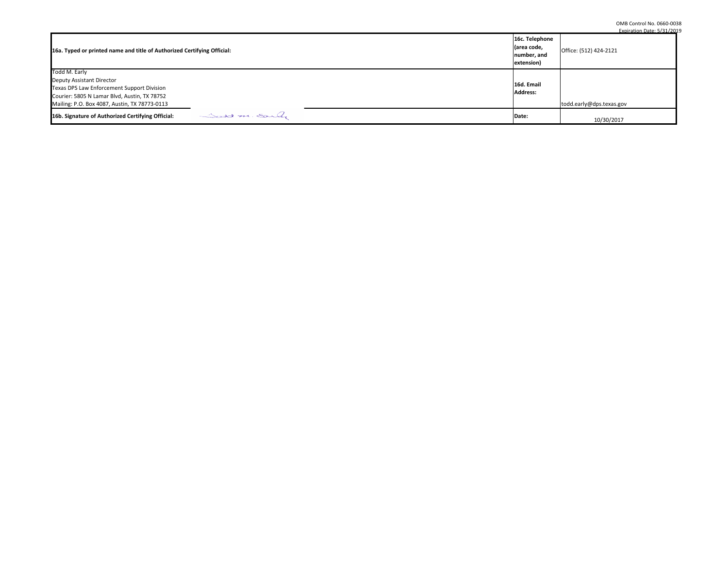OMB Control No. 0660-0038
Expiration Date: 5/31/2019

| | | | |
|---|---|---|---|
| **16a. Typed or printed name and title of Authorized Certifying Official:** | | **16c. Telephone (area code, number, and extension)** | Office: (512) 424-2121 |
| Todd M. Early<br>Deputy Assistant Director<br>Texas DPS Law Enforcement Support Division<br>Courier: 5805 N Lamar Blvd, Austin, TX 78752<br>Mailing: P.O. Box 4087, Austin, TX 78773-0113 | | **16d. Email Address:** | todd.early@dps.texas.gov |
| **16b. Signature of Authorized Certifying Official:** | Todd M. Early | **Date:** | 10/30/2017 |